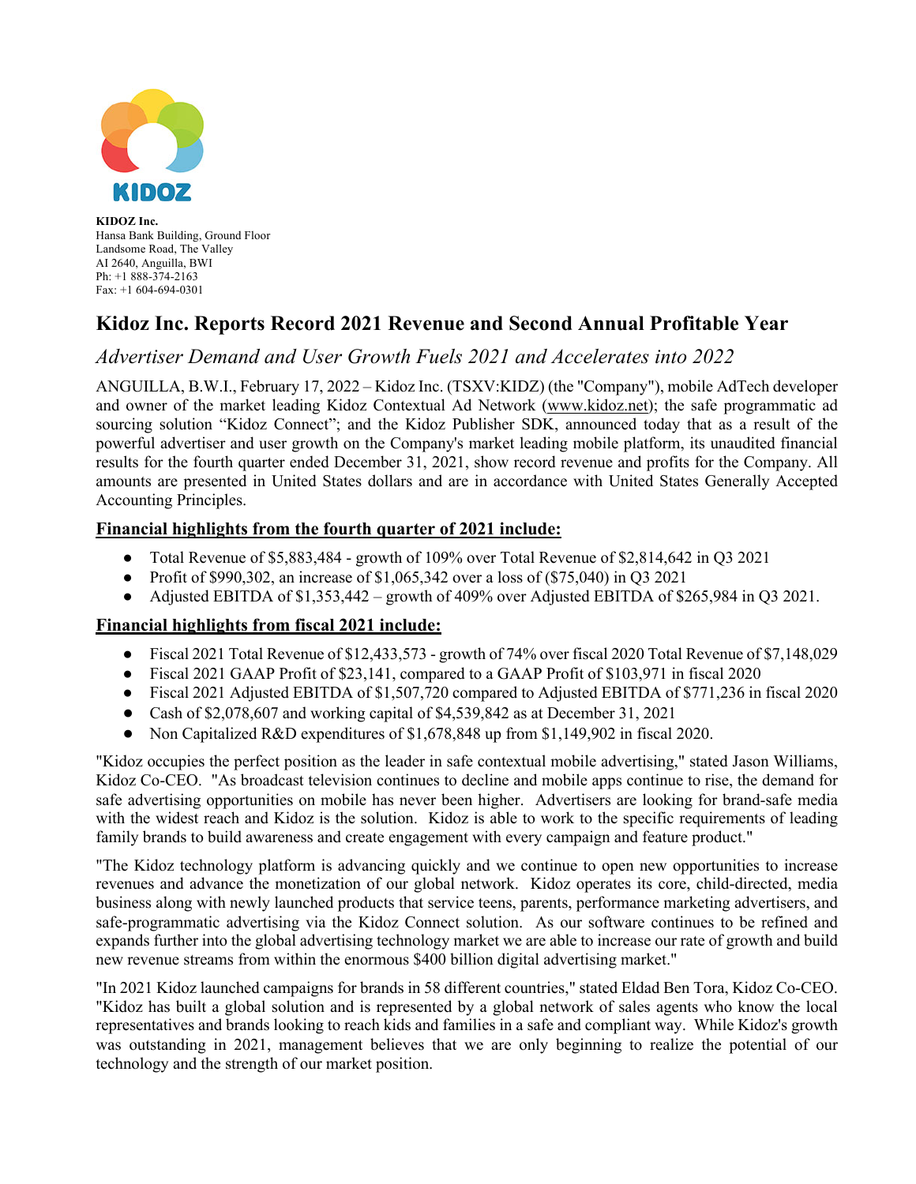**KIDOZ Inc.**
Hansa Bank Building, Ground Floor
Landsome Road, The Valley
AI 2640, Anguilla, BWI
Ph: +1 888-374-2163
Fax: +1 604-694-0301

# Kidoz Inc. Reports Record 2021 Revenue and Second Annual Profitable Year

*Advertiser Demand and User Growth Fuels 2021 and Accelerates into 2022*

ANGUILLA, B.W.I., February 17, 2022 – Kidoz Inc. (TSXV:KIDZ) (the "Company"), mobile AdTech developer and owner of the market leading Kidoz Contextual Ad Network (www.kidoz.net); the safe programmatic ad sourcing solution "Kidoz Connect"; and the Kidoz Publisher SDK, announced today that as a result of the powerful advertiser and user growth on the Company's market leading mobile platform, its unaudited financial results for the fourth quarter ended December 31, 2021, show record revenue and profits for the Company. All amounts are presented in United States dollars and are in accordance with United States Generally Accepted Accounting Principles.

## Financial highlights from the fourth quarter of 2021 include:

- Total Revenue of $5,883,484 - growth of 109% over Total Revenue of $2,814,642 in Q3 2021
- Profit of $990,302, an increase of $1,065,342 over a loss of ($75,040) in Q3 2021
- Adjusted EBITDA of $1,353,442 – growth of 409% over Adjusted EBITDA of $265,984 in Q3 2021.

## Financial highlights from fiscal 2021 include:

- Fiscal 2021 Total Revenue of $12,433,573 - growth of 74% over fiscal 2020 Total Revenue of $7,148,029
- Fiscal 2021 GAAP Profit of $23,141, compared to a GAAP Profit of $103,971 in fiscal 2020
- Fiscal 2021 Adjusted EBITDA of $1,507,720 compared to Adjusted EBITDA of $771,236 in fiscal 2020
- Cash of $2,078,607 and working capital of $4,539,842 as at December 31, 2021
- Non Capitalized R&D expenditures of $1,678,848 up from $1,149,902 in fiscal 2020.

"Kidoz occupies the perfect position as the leader in safe contextual mobile advertising," stated Jason Williams, Kidoz Co-CEO. "As broadcast television continues to decline and mobile apps continue to rise, the demand for safe advertising opportunities on mobile has never been higher. Advertisers are looking for brand-safe media with the widest reach and Kidoz is the solution. Kidoz is able to work to the specific requirements of leading family brands to build awareness and create engagement with every campaign and feature product."

"The Kidoz technology platform is advancing quickly and we continue to open new opportunities to increase revenues and advance the monetization of our global network. Kidoz operates its core, child-directed, media business along with newly launched products that service teens, parents, performance marketing advertisers, and safe-programmatic advertising via the Kidoz Connect solution. As our software continues to be refined and expands further into the global advertising technology market we are able to increase our rate of growth and build new revenue streams from within the enormous $400 billion digital advertising market."

"In 2021 Kidoz launched campaigns for brands in 58 different countries," stated Eldad Ben Tora, Kidoz Co-CEO. "Kidoz has built a global solution and is represented by a global network of sales agents who know the local representatives and brands looking to reach kids and families in a safe and compliant way. While Kidoz's growth was outstanding in 2021, management believes that we are only beginning to realize the potential of our technology and the strength of our market position.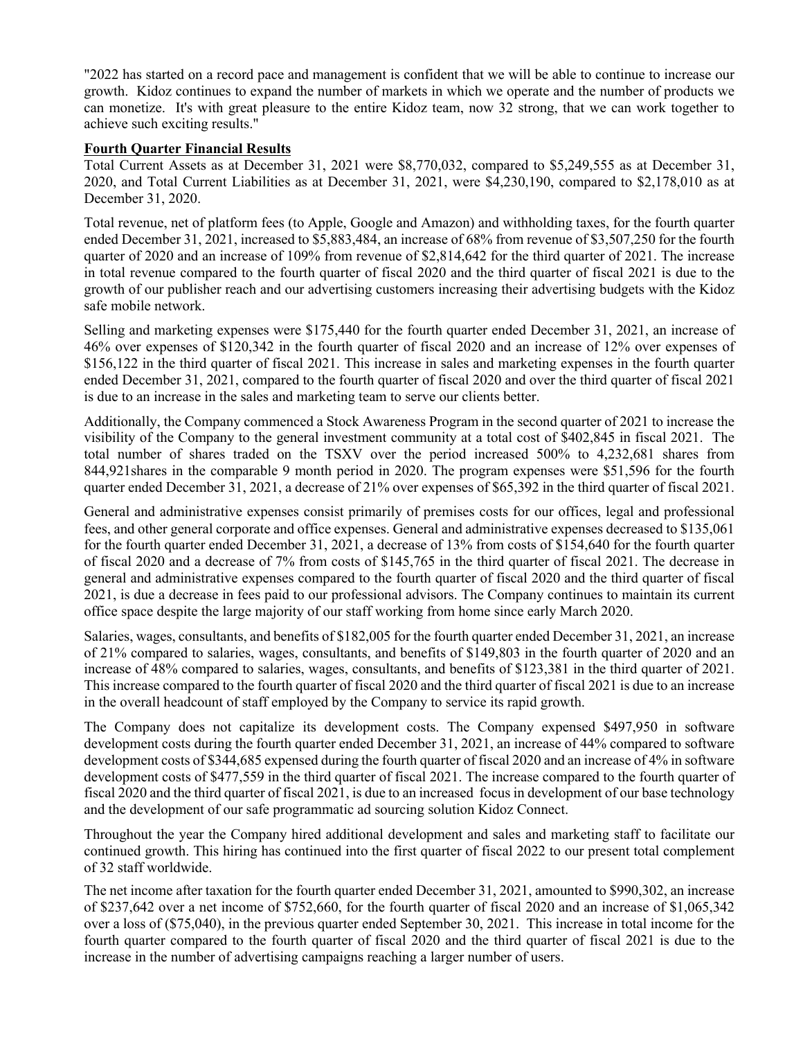"2022 has started on a record pace and management is confident that we will be able to continue to increase our growth. Kidoz continues to expand the number of markets in which we operate and the number of products we can monetize. It's with great pleasure to the entire Kidoz team, now 32 strong, that we can work together to achieve such exciting results."

**Fourth Quarter Financial Results**

Total Current Assets as at December 31, 2021 were $8,770,032, compared to $5,249,555 as at December 31, 2020, and Total Current Liabilities as at December 31, 2021, were $4,230,190, compared to $2,178,010 as at December 31, 2020.

Total revenue, net of platform fees (to Apple, Google and Amazon) and withholding taxes, for the fourth quarter ended December 31, 2021, increased to $5,883,484, an increase of 68% from revenue of $3,507,250 for the fourth quarter of 2020 and an increase of 109% from revenue of $2,814,642 for the third quarter of 2021. The increase in total revenue compared to the fourth quarter of fiscal 2020 and the third quarter of fiscal 2021 is due to the growth of our publisher reach and our advertising customers increasing their advertising budgets with the Kidoz safe mobile network.

Selling and marketing expenses were $175,440 for the fourth quarter ended December 31, 2021, an increase of 46% over expenses of $120,342 in the fourth quarter of fiscal 2020 and an increase of 12% over expenses of $156,122 in the third quarter of fiscal 2021. This increase in sales and marketing expenses in the fourth quarter ended December 31, 2021, compared to the fourth quarter of fiscal 2020 and over the third quarter of fiscal 2021 is due to an increase in the sales and marketing team to serve our clients better.

Additionally, the Company commenced a Stock Awareness Program in the second quarter of 2021 to increase the visibility of the Company to the general investment community at a total cost of $402,845 in fiscal 2021. The total number of shares traded on the TSXV over the period increased 500% to 4,232,681 shares from 844,921shares in the comparable 9 month period in 2020. The program expenses were $51,596 for the fourth quarter ended December 31, 2021, a decrease of 21% over expenses of $65,392 in the third quarter of fiscal 2021.

General and administrative expenses consist primarily of premises costs for our offices, legal and professional fees, and other general corporate and office expenses. General and administrative expenses decreased to $135,061 for the fourth quarter ended December 31, 2021, a decrease of 13% from costs of $154,640 for the fourth quarter of fiscal 2020 and a decrease of 7% from costs of $145,765 in the third quarter of fiscal 2021. The decrease in general and administrative expenses compared to the fourth quarter of fiscal 2020 and the third quarter of fiscal 2021, is due a decrease in fees paid to our professional advisors. The Company continues to maintain its current office space despite the large majority of our staff working from home since early March 2020.

Salaries, wages, consultants, and benefits of $182,005 for the fourth quarter ended December 31, 2021, an increase of 21% compared to salaries, wages, consultants, and benefits of $149,803 in the fourth quarter of 2020 and an increase of 48% compared to salaries, wages, consultants, and benefits of $123,381 in the third quarter of 2021. This increase compared to the fourth quarter of fiscal 2020 and the third quarter of fiscal 2021 is due to an increase in the overall headcount of staff employed by the Company to service its rapid growth.

The Company does not capitalize its development costs. The Company expensed $497,950 in software development costs during the fourth quarter ended December 31, 2021, an increase of 44% compared to software development costs of $344,685 expensed during the fourth quarter of fiscal 2020 and an increase of 4% in software development costs of $477,559 in the third quarter of fiscal 2021. The increase compared to the fourth quarter of fiscal 2020 and the third quarter of fiscal 2021, is due to an increased focus in development of our base technology and the development of our safe programmatic ad sourcing solution Kidoz Connect.

Throughout the year the Company hired additional development and sales and marketing staff to facilitate our continued growth. This hiring has continued into the first quarter of fiscal 2022 to our present total complement of 32 staff worldwide.

The net income after taxation for the fourth quarter ended December 31, 2021, amounted to $990,302, an increase of $237,642 over a net income of $752,660, for the fourth quarter of fiscal 2020 and an increase of $1,065,342 over a loss of ($75,040), in the previous quarter ended September 30, 2021. This increase in total income for the fourth quarter compared to the fourth quarter of fiscal 2020 and the third quarter of fiscal 2021 is due to the increase in the number of advertising campaigns reaching a larger number of users.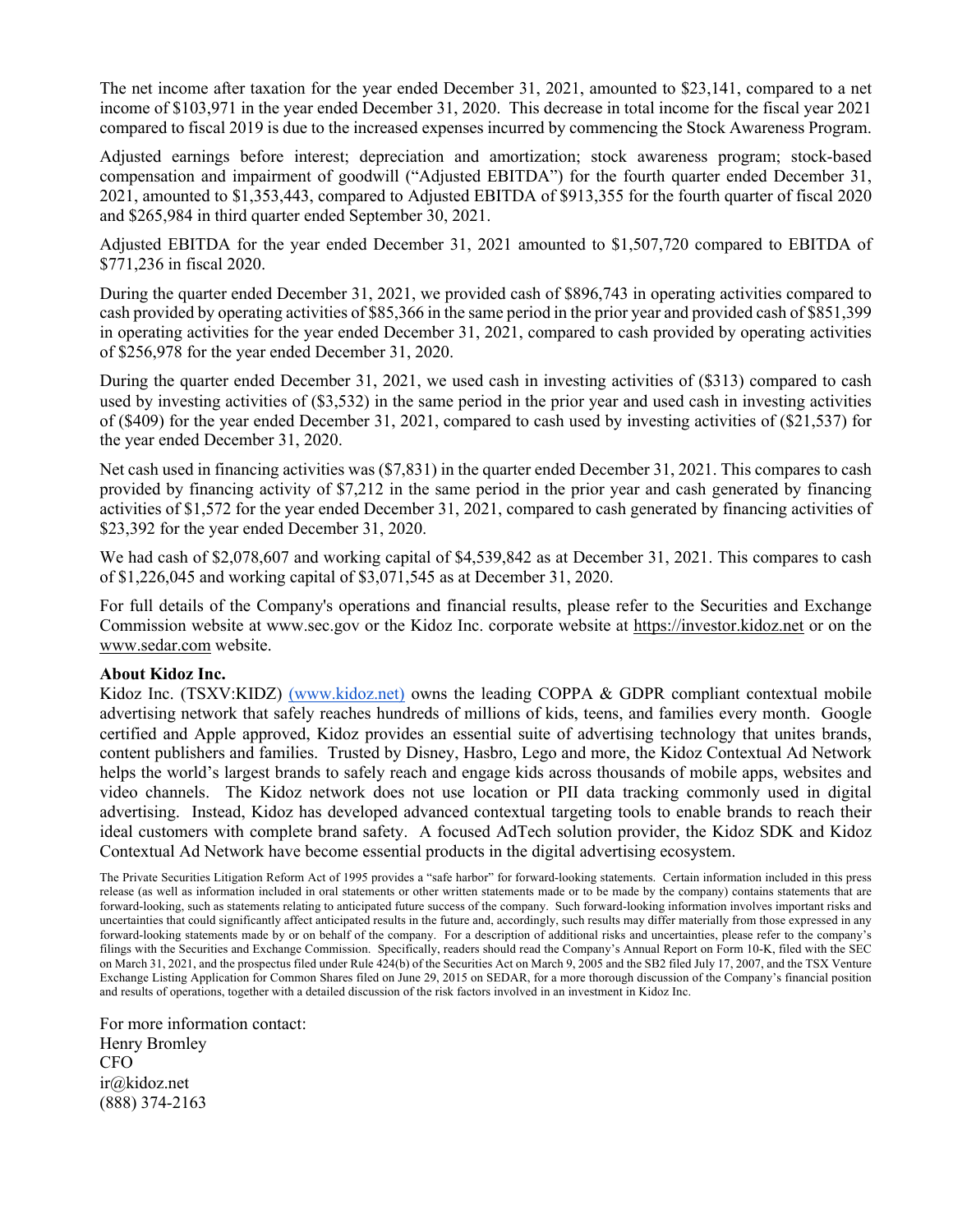The net income after taxation for the year ended December 31, 2021, amounted to $23,141, compared to a net income of $103,971 in the year ended December 31, 2020. This decrease in total income for the fiscal year 2021 compared to fiscal 2019 is due to the increased expenses incurred by commencing the Stock Awareness Program.

Adjusted earnings before interest; depreciation and amortization; stock awareness program; stock-based compensation and impairment of goodwill ("Adjusted EBITDA") for the fourth quarter ended December 31, 2021, amounted to $1,353,443, compared to Adjusted EBITDA of $913,355 for the fourth quarter of fiscal 2020 and $265,984 in third quarter ended September 30, 2021.

Adjusted EBITDA for the year ended December 31, 2021 amounted to $1,507,720 compared to EBITDA of $771,236 in fiscal 2020.

During the quarter ended December 31, 2021, we provided cash of $896,743 in operating activities compared to cash provided by operating activities of $85,366 in the same period in the prior year and provided cash of $851,399 in operating activities for the year ended December 31, 2021, compared to cash provided by operating activities of $256,978 for the year ended December 31, 2020.

During the quarter ended December 31, 2021, we used cash in investing activities of ($313) compared to cash used by investing activities of ($3,532) in the same period in the prior year and used cash in investing activities of ($409) for the year ended December 31, 2021, compared to cash used by investing activities of ($21,537) for the year ended December 31, 2020.

Net cash used in financing activities was ($7,831) in the quarter ended December 31, 2021. This compares to cash provided by financing activity of $7,212 in the same period in the prior year and cash generated by financing activities of $1,572 for the year ended December 31, 2021, compared to cash generated by financing activities of $23,392 for the year ended December 31, 2020.

We had cash of $2,078,607 and working capital of $4,539,842 as at December 31, 2021. This compares to cash of $1,226,045 and working capital of $3,071,545 as at December 31, 2020.

For full details of the Company's operations and financial results, please refer to the Securities and Exchange Commission website at www.sec.gov or the Kidoz Inc. corporate website at https://investor.kidoz.net or on the www.sedar.com website.

**About Kidoz Inc.**

Kidoz Inc. (TSXV:KIDZ) (www.kidoz.net) owns the leading COPPA & GDPR compliant contextual mobile advertising network that safely reaches hundreds of millions of kids, teens, and families every month. Google certified and Apple approved, Kidoz provides an essential suite of advertising technology that unites brands, content publishers and families. Trusted by Disney, Hasbro, Lego and more, the Kidoz Contextual Ad Network helps the world's largest brands to safely reach and engage kids across thousands of mobile apps, websites and video channels. The Kidoz network does not use location or PII data tracking commonly used in digital advertising. Instead, Kidoz has developed advanced contextual targeting tools to enable brands to reach their ideal customers with complete brand safety. A focused AdTech solution provider, the Kidoz SDK and Kidoz Contextual Ad Network have become essential products in the digital advertising ecosystem.

The Private Securities Litigation Reform Act of 1995 provides a "safe harbor" for forward-looking statements. Certain information included in this press release (as well as information included in oral statements or other written statements made or to be made by the company) contains statements that are forward-looking, such as statements relating to anticipated future success of the company. Such forward-looking information involves important risks and uncertainties that could significantly affect anticipated results in the future and, accordingly, such results may differ materially from those expressed in any forward-looking statements made by or on behalf of the company. For a description of additional risks and uncertainties, please refer to the company's filings with the Securities and Exchange Commission. Specifically, readers should read the Company's Annual Report on Form 10-K, filed with the SEC on March 31, 2021, and the prospectus filed under Rule 424(b) of the Securities Act on March 9, 2005 and the SB2 filed July 17, 2007, and the TSX Venture Exchange Listing Application for Common Shares filed on June 29, 2015 on SEDAR, for a more thorough discussion of the Company's financial position and results of operations, together with a detailed discussion of the risk factors involved in an investment in Kidoz Inc.

For more information contact:
Henry Bromley
CFO
ir@kidoz.net
(888) 374-2163